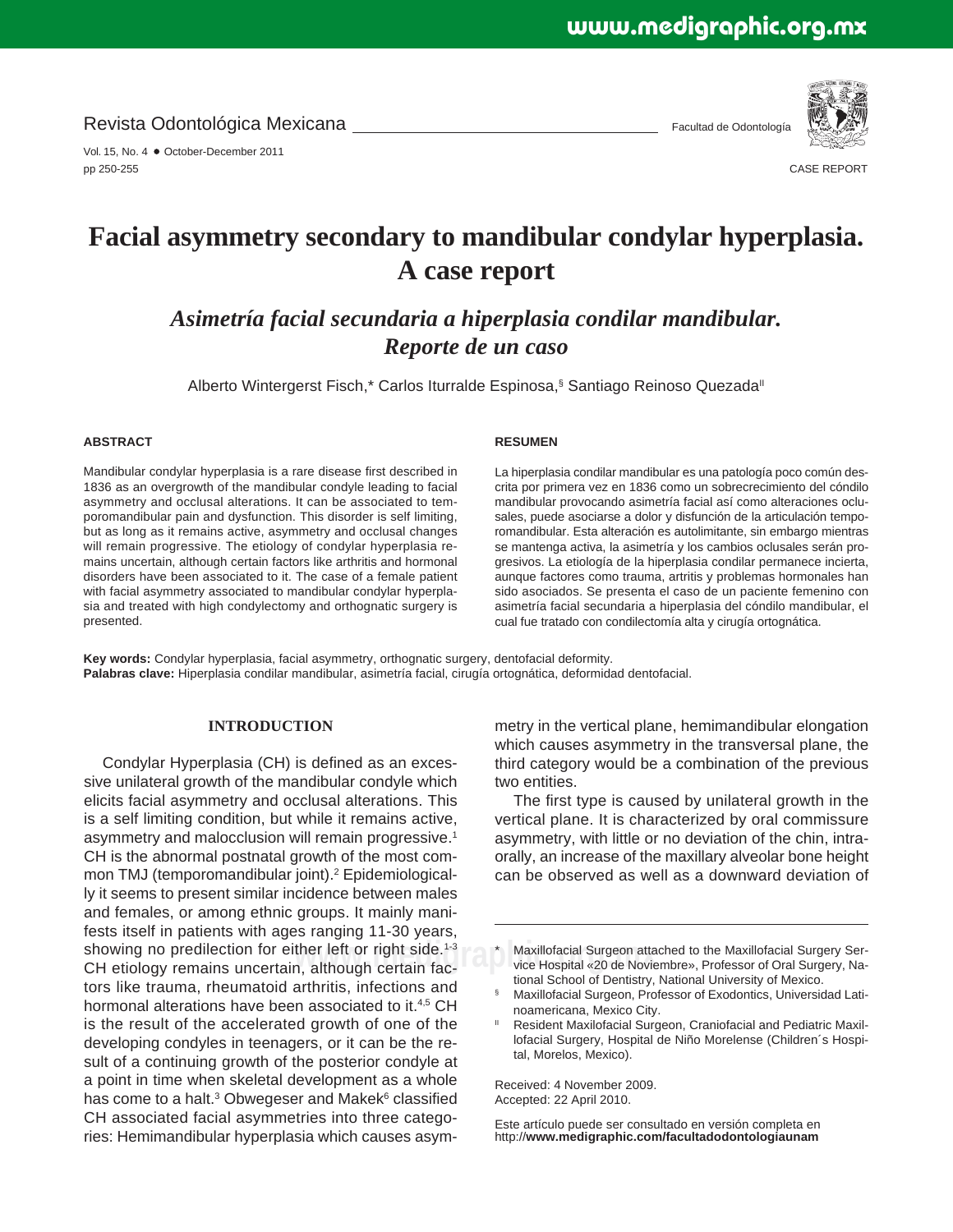CASE REPORT

# Facial asymmetry secondary to mandibular condylar hyperplasia. A case report

## *Asimetría facial secundaria a hiperplasia condilar mandibular. Reporte de un caso*

Alberto Wintergerst Fisch,* Carlos Iturralde Espinosa,§ Santiago Reinoso Quezada||

### ABSTRACT

Mandibular condylar hyperplasia is a rare disease first described in 1836 as an overgrowth of the mandibular condyle leading to facial asymmetry and occlusal alterations. It can be associated to temporomandibular pain and dysfunction. This disorder is self limiting, but as long as it remains active, asymmetry and occlusal changes will remain progressive. The etiology of condylar hyperplasia remains uncertain, although certain factors like arthritis and hormonal disorders have been associated to it. The case of a female patient with facial asymmetry associated to mandibular condylar hyperplasia and treated with high condylectomy and orthognatic surgery is presented.

### RESUMEN

La hiperplasia condilar mandibular es una patología poco común descrita por primera vez en 1836 como un sobrecrecimiento del cóndilo mandibular provocando asimetría facial así como alteraciones oclusales, puede asociarse a dolor y disfunción de la articulación temporomandibular. Esta alteración es autolimitante, sin embargo mientras se mantenga activa, la asimetría y los cambios oclusales serán progresivos. La etiología de la hiperplasia condilar permanece incierta, aunque factores como trauma, artritis y problemas hormonales han sido asociados. Se presenta el caso de un paciente femenino con asimetría facial secundaria a hiperplasia del cóndilo mandibular, el cual fue tratado con condilectomía alta y cirugía ortognática.

**Key words:** Condylar hyperplasia, facial asymmetry, orthognatic surgery, dentofacial deformity.
**Palabras clave:** Hiperplasia condilar mandibular, asimetría facial, cirugía ortognática, deformidad dentofacial.

## INTRODUCTION

Condylar Hyperplasia (CH) is defined as an excessive unilateral growth of the mandibular condyle which elicits facial asymmetry and occlusal alterations. This is a self limiting condition, but while it remains active, asymmetry and malocclusion will remain progressive.[1] CH is the abnormal postnatal growth of the most common TMJ (temporomandibular joint).[2] Epidemiologically it seems to present similar incidence between males and females, or among ethnic groups. It mainly manifests itself in patients with ages ranging 11-30 years, showing no predilection for either left or right side.[1-3] CH etiology remains uncertain, although certain factors like trauma, rheumatoid arthritis, infections and hormonal alterations have been associated to it.[4,5] CH is the result of the accelerated growth of one of the developing condyles in teenagers, or it can be the result of a continuing growth of the posterior condyle at a point in time when skeletal development as a whole has come to a halt.[3] Obwegeser and Makek[6] classified CH associated facial asymmetries into three categories: Hemimandibular hyperplasia which causes asymmetry in the vertical plane, hemimandibular elongation which causes asymmetry in the transversal plane, the third category would be a combination of the previous two entities.

The first type is caused by unilateral growth in the vertical plane. It is characterized by oral commissure asymmetry, with little or no deviation of the chin, intraorally, an increase of the maxillary alveolar bone height can be observed as well as a downward deviation of

---

\* Maxillofacial Surgeon attached to the Maxillofacial Surgery Service Hospital «20 de Noviembre», Professor of Oral Surgery, National School of Dentistry, National University of Mexico.

§ Maxillofacial Surgeon, Professor of Exodontics, Universidad Latinoamericana, Mexico City.

|| Resident Maxilofacial Surgeon, Craniofacial and Pediatric Maxillofacial Surgery, Hospital de Niño Morelense (Children´s Hospital, Morelos, Mexico).

Received: 4 November 2009.
Accepted: 22 April 2010.

Este artículo puede ser consultado en versión completa en http://**www.medigraphic.com/facultadodontologiaunam**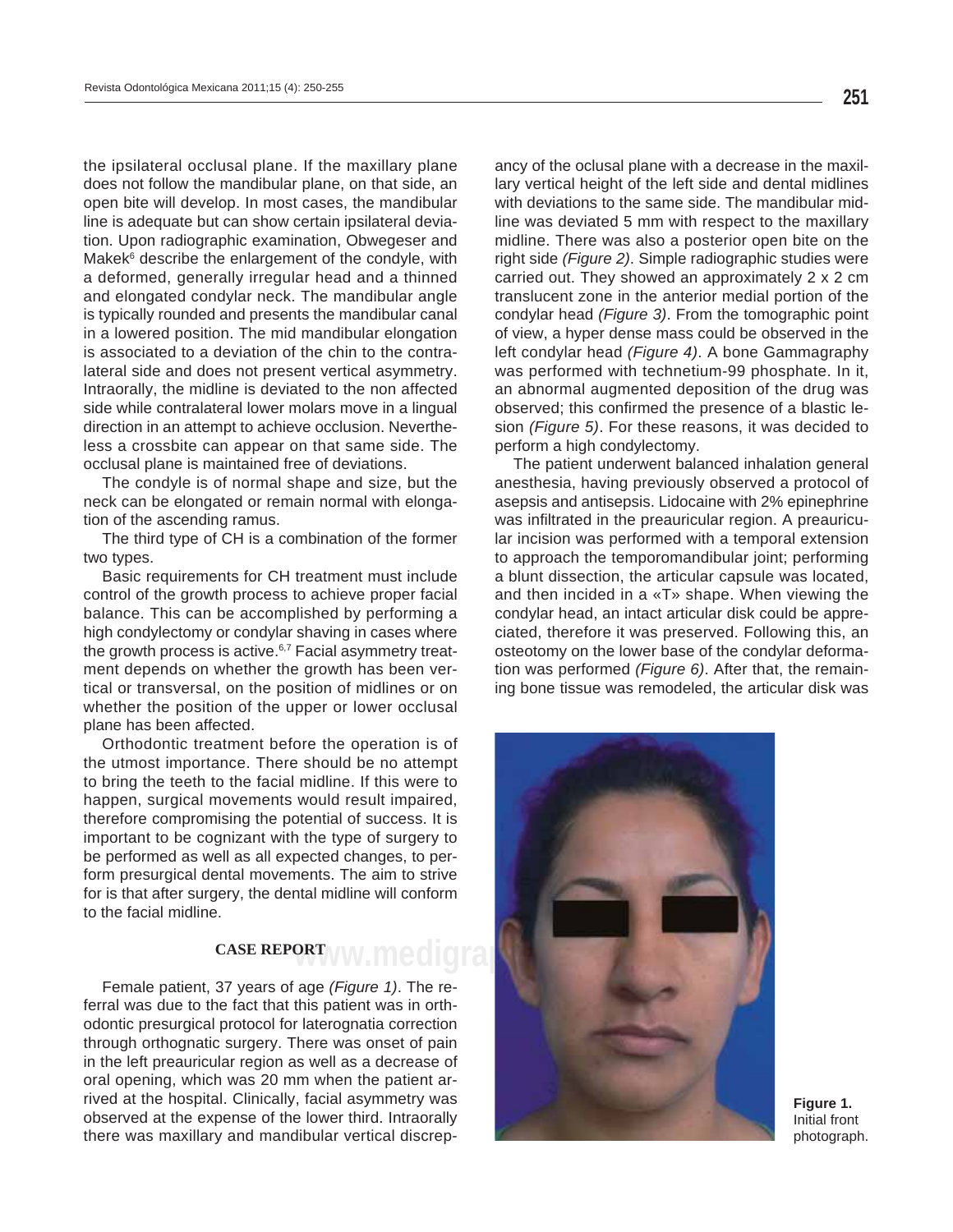the ipsilateral occlusal plane. If the maxillary plane does not follow the mandibular plane, on that side, an open bite will develop. In most cases, the mandibular line is adequate but can show certain ipsilateral deviation. Upon radiographic examination, Obwegeser and Makek[6] describe the enlargement of the condyle, with a deformed, generally irregular head and a thinned and elongated condylar neck. The mandibular angle is typically rounded and presents the mandibular canal in a lowered position. The mid mandibular elongation is associated to a deviation of the chin to the contralateral side and does not present vertical asymmetry. Intraorally, the midline is deviated to the non affected side while contralateral lower molars move in a lingual direction in an attempt to achieve occlusion. Nevertheless a crossbite can appear on that same side. The occlusal plane is maintained free of deviations.

The condyle is of normal shape and size, but the neck can be elongated or remain normal with elongation of the ascending ramus.

The third type of CH is a combination of the former two types.

Basic requirements for CH treatment must include control of the growth process to achieve proper facial balance. This can be accomplished by performing a high condylectomy or condylar shaving in cases where the growth process is active.[6,7] Facial asymmetry treatment depends on whether the growth has been vertical or transversal, on the position of midlines or on whether the position of the upper or lower occlusal plane has been affected.

Orthodontic treatment before the operation is of the utmost importance. There should be no attempt to bring the teeth to the facial midline. If this were to happen, surgical movements would result impaired, therefore compromising the potential of success. It is important to be cognizant with the type of surgery to be performed as well as all expected changes, to perform presurgical dental movements. The aim to strive for is that after surgery, the dental midline will conform to the facial midline.

## CASE REPORT

Female patient, 37 years of age *(Figure 1)*. The referral was due to the fact that this patient was in orthodontic presurgical protocol for laterognatia correction through orthognatic surgery. There was onset of pain in the left preauricular region as well as a decrease of oral opening, which was 20 mm when the patient arrived at the hospital. Clinically, facial asymmetry was observed at the expense of the lower third. Intraorally there was maxillary and mandibular vertical discrepancy of the oclusal plane with a decrease in the maxillary vertical height of the left side and dental midlines with deviations to the same side. The mandibular midline was deviated 5 mm with respect to the maxillary midline. There was also a posterior open bite on the right side *(Figure 2)*. Simple radiographic studies were carried out. They showed an approximately 2 x 2 cm translucent zone in the anterior medial portion of the condylar head *(Figure 3)*. From the tomographic point of view, a hyper dense mass could be observed in the left condylar head *(Figure 4)*. A bone Gammagraphy was performed with technetium-99 phosphate. In it, an abnormal augmented deposition of the drug was observed; this confirmed the presence of a blastic lesion *(Figure 5)*. For these reasons, it was decided to perform a high condylectomy.

The patient underwent balanced inhalation general anesthesia, having previously observed a protocol of asepsis and antisepsis. Lidocaine with 2% epinephrine was infiltrated in the preauricular region. A preauricular incision was performed with a temporal extension to approach the temporomandibular joint; performing a blunt dissection, the articular capsule was located, and then incided in a «T» shape. When viewing the condylar head, an intact articular disk could be appreciated, therefore it was preserved. Following this, an osteotomy on the lower base of the condylar deformation was performed *(Figure 6)*. After that, the remaining bone tissue was remodeled, the articular disk was

**Figure 1.** Initial front photograph.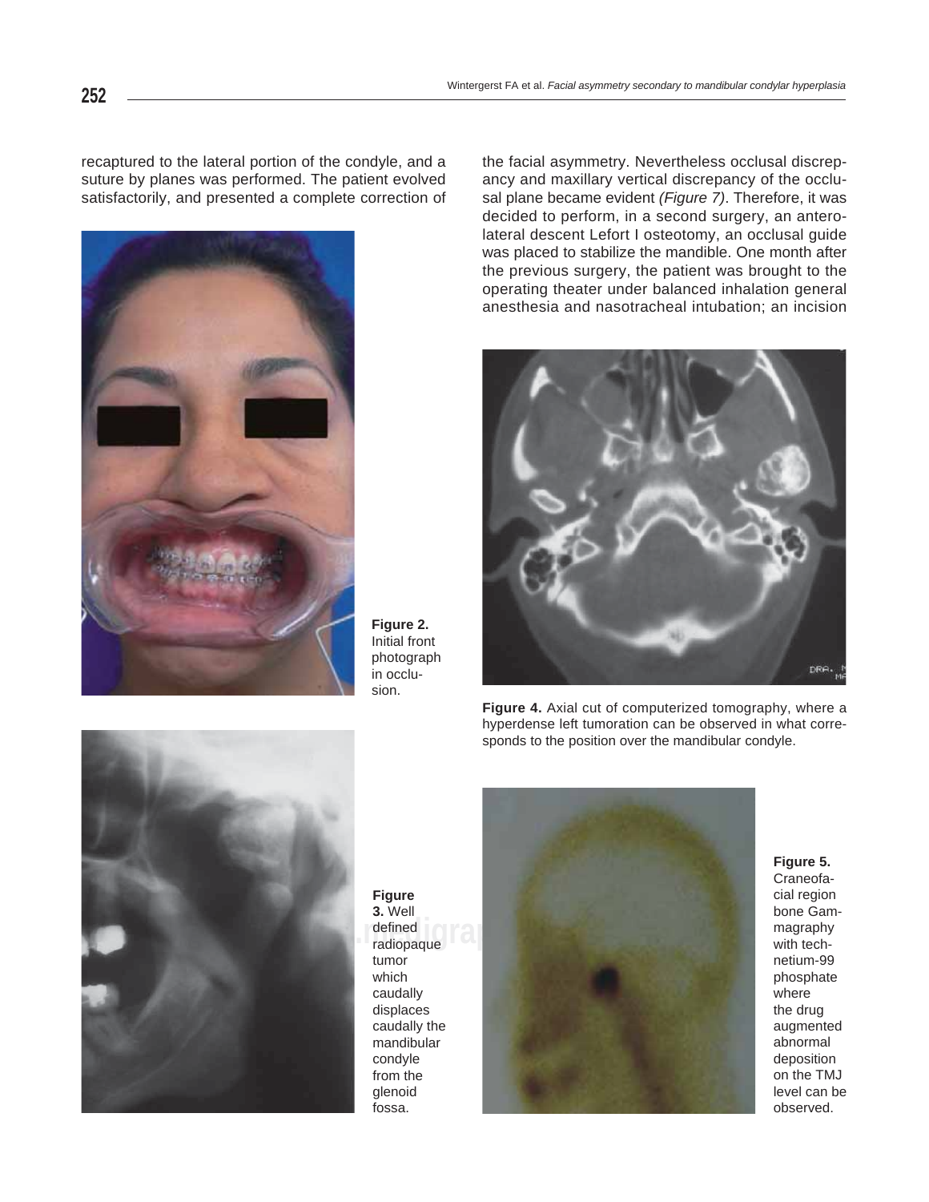recaptured to the lateral portion of the condyle, and a suture by planes was performed. The patient evolved satisfactorily, and presented a complete correction of the facial asymmetry. Nevertheless occlusal discrepancy and maxillary vertical discrepancy of the occlusal plane became evident *(Figure 7)*. Therefore, it was decided to perform, in a second surgery, an anterolateral descent Lefort I osteotomy, an occlusal guide was placed to stabilize the mandible. One month after the previous surgery, the patient was brought to the operating theater under balanced inhalation general anesthesia and nasotracheal intubation; an incision

**Figure 2.** Initial front photograph in occlusion.

**Figure 3.** Well defined radiopaque tumor which caudally displaces caudally the mandibular condyle from the glenoid fossa.

**Figure 4.** Axial cut of computerized tomography, where a hyperdense left tumoration can be observed in what corresponds to the position over the mandibular condyle.

**Figure 5.** Craneofacial region bone Gammagraphy with technetium-99 phosphate where the drug augmented abnormal deposition on the TMJ level can be observed.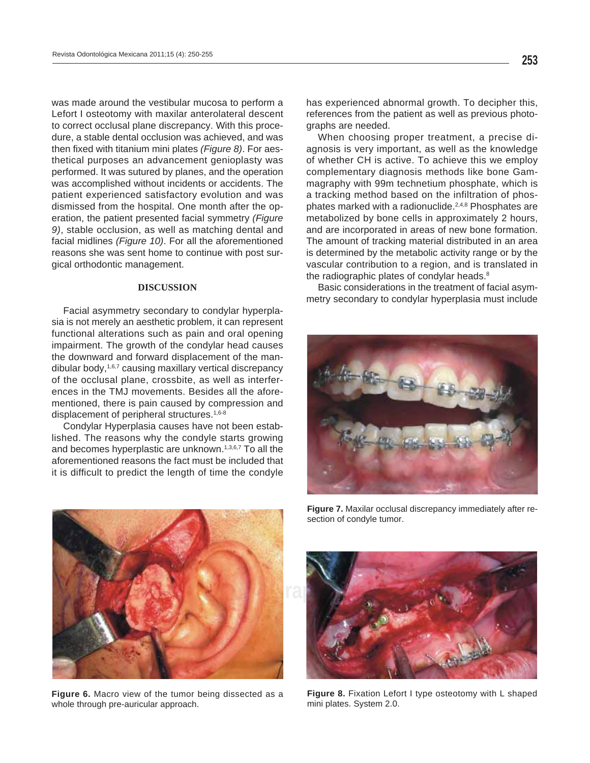was made around the vestibular mucosa to perform a Lefort I osteotomy with maxilar anterolateral descent to correct occlusal plane discrepancy. With this procedure, a stable dental occlusion was achieved, and was then fixed with titanium mini plates *(Figure 8)*. For aesthetical purposes an advancement genioplasty was performed. It was sutured by planes, and the operation was accomplished without incidents or accidents. The patient experienced satisfactory evolution and was dismissed from the hospital. One month after the operation, the patient presented facial symmetry *(Figure 9)*, stable occlusion, as well as matching dental and facial midlines *(Figure 10)*. For all the aforementioned reasons she was sent home to continue with post surgical orthodontic management.

## DISCUSSION

Facial asymmetry secondary to condylar hyperplasia is not merely an aesthetic problem, it can represent functional alterations such as pain and oral opening impairment. The growth of the condylar head causes the downward and forward displacement of the mandibular body,[1,6,7] causing maxillary vertical discrepancy of the occlusal plane, crossbite, as well as interferences in the TMJ movements. Besides all the aforementioned, there is pain caused by compression and displacement of peripheral structures.[1,6-8]

Condylar Hyperplasia causes have not been established. The reasons why the condyle starts growing and becomes hyperplastic are unknown.[1,3,6,7] To all the aforementioned reasons the fact must be included that it is difficult to predict the length of time the condyle has experienced abnormal growth. To decipher this, references from the patient as well as previous photographs are needed.

When choosing proper treatment, a precise diagnosis is very important, as well as the knowledge of whether CH is active. To achieve this we employ complementary diagnosis methods like bone Gammagraphy with 99m technetium phosphate, which is a tracking method based on the infiltration of phosphates marked with a radionuclide.[2,4,8] Phosphates are metabolized by bone cells in approximately 2 hours, and are incorporated in areas of new bone formation. The amount of tracking material distributed in an area is determined by the metabolic activity range or by the vascular contribution to a region, and is translated in the radiographic plates of condylar heads.[8]

Basic considerations in the treatment of facial asymmetry secondary to condylar hyperplasia must include

**Figure 7.** Maxilar occlusal discrepancy immediately after resection of condyle tumor.

**Figure 6.** Macro view of the tumor being dissected as a whole through pre-auricular approach.

**Figure 8.** Fixation Lefort I type osteotomy with L shaped mini plates. System 2.0.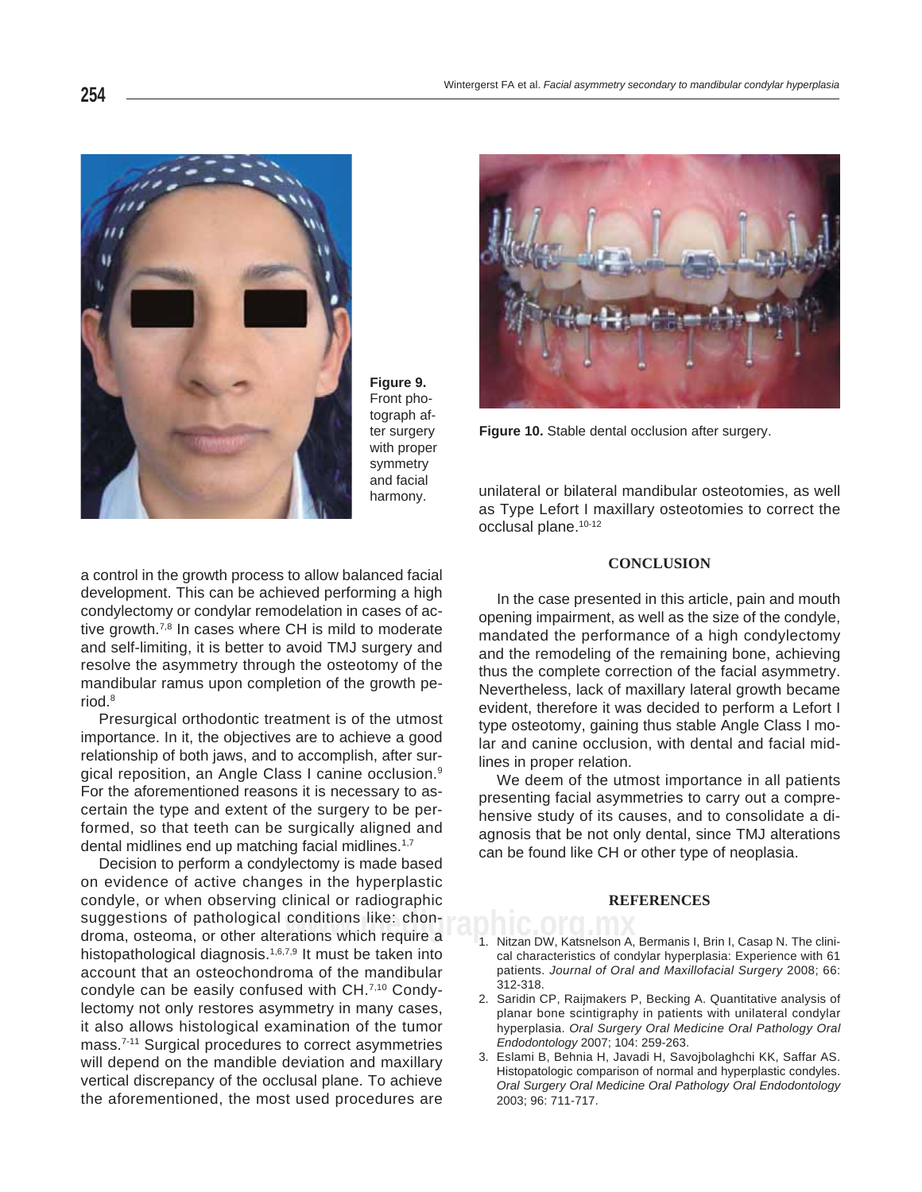Figure 9. Front photograph after surgery with proper symmetry and facial harmony.

Figure 10. Stable dental occlusion after surgery.

a control in the growth process to allow balanced facial development. This can be achieved performing a high condylectomy or condylar remodelation in cases of active growth.[7,8] In cases where CH is mild to moderate and self-limiting, it is better to avoid TMJ surgery and resolve the asymmetry through the osteotomy of the mandibular ramus upon completion of the growth period.[8]

Presurgical orthodontic treatment is of the utmost importance. In it, the objectives are to achieve a good relationship of both jaws, and to accomplish, after surgical reposition, an Angle Class I canine occlusion.[9] For the aforementioned reasons it is necessary to ascertain the type and extent of the surgery to be performed, so that teeth can be surgically aligned and dental midlines end up matching facial midlines.[1,7]

Decision to perform a condylectomy is made based on evidence of active changes in the hyperplastic condyle, or when observing clinical or radiographic suggestions of pathological conditions like: chondroma, osteoma, or other alterations which require a histopathological diagnosis.[1,6,7,9] It must be taken into account that an osteochondroma of the mandibular condyle can be easily confused with CH.[7,10] Condylectomy not only restores asymmetry in many cases, it also allows histological examination of the tumor mass.[7-11] Surgical procedures to correct asymmetries will depend on the mandible deviation and maxillary vertical discrepancy of the occlusal plane. To achieve the aforementioned, the most used procedures are unilateral or bilateral mandibular osteotomies, as well as Type Lefort I maxillary osteotomies to correct the occlusal plane.[10-12]

## CONCLUSION

In the case presented in this article, pain and mouth opening impairment, as well as the size of the condyle, mandated the performance of a high condylectomy and the remodeling of the remaining bone, achieving thus the complete correction of the facial asymmetry. Nevertheless, lack of maxillary lateral growth became evident, therefore it was decided to perform a Lefort I type osteotomy, gaining thus stable Angle Class I molar and canine occlusion, with dental and facial midlines in proper relation.

We deem of the utmost importance in all patients presenting facial asymmetries to carry out a comprehensive study of its causes, and to consolidate a diagnosis that be not only dental, since TMJ alterations can be found like CH or other type of neoplasia.

## REFERENCES

1. Nitzan DW, Katsnelson A, Bermanis I, Brin I, Casap N. The clinical characteristics of condylar hyperplasia: Experience with 61 patients. *Journal of Oral and Maxillofacial Surgery* 2008; 66: 312-318.
2. Saridin CP, Raijmakers P, Becking A. Quantitative analysis of planar bone scintigraphy in patients with unilateral condylar hyperplasia. *Oral Surgery Oral Medicine Oral Pathology Oral Endodontology* 2007; 104: 259-263.
3. Eslami B, Behnia H, Javadi H, Savojbolaghchi KK, Saffar AS. Histopatologic comparison of normal and hyperplastic condyles. *Oral Surgery Oral Medicine Oral Pathology Oral Endodontology* 2003; 96: 711-717.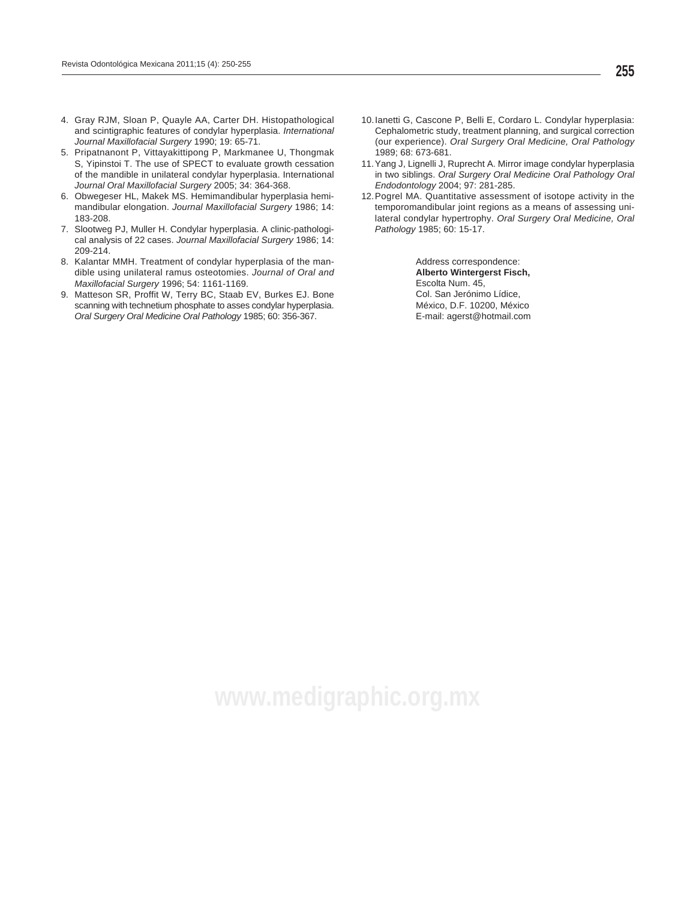4. Gray RJM, Sloan P, Quayle AA, Carter DH. Histopathological and scintigraphic features of condylar hyperplasia. *International Journal Maxillofacial Surgery* 1990; 19: 65-71.
5. Pripatnanont P, Vittayakittipong P, Markmanee U, Thongmak S, Yipinstoi T. The use of SPECT to evaluate growth cessation of the mandible in unilateral condylar hyperplasia. International *Journal Oral Maxillofacial Surgery* 2005; 34: 364-368.
6. Obwegeser HL, Makek MS. Hemimandibular hyperplasia hemimandibular elongation. *Journal Maxillofacial Surgery* 1986; 14: 183-208.
7. Slootweg PJ, Muller H. Condylar hyperplasia. A clinic-pathological analysis of 22 cases. *Journal Maxillofacial Surgery* 1986; 14: 209-214.
8. Kalantar MMH. Treatment of condylar hyperplasia of the mandible using unilateral ramus osteotomies. *Journal of Oral and Maxillofacial Surgery* 1996; 54: 1161-1169.
9. Matteson SR, Proffit W, Terry BC, Staab EV, Burkes EJ. Bone scanning with technetium phosphate to asses condylar hyperplasia. *Oral Surgery Oral Medicine Oral Pathology* 1985; 60: 356-367.
10. Ianetti G, Cascone P, Belli E, Cordaro L. Condylar hyperplasia: Cephalometric study, treatment planning, and surgical correction (our experience). *Oral Surgery Oral Medicine, Oral Pathology* 1989; 68: 673-681.
11. Yang J, Lignelli J, Ruprecht A. Mirror image condylar hyperplasia in two siblings. *Oral Surgery Oral Medicine Oral Pathology Oral Endodontology* 2004; 97: 281-285.
12. Pogrel MA. Quantitative assessment of isotope activity in the temporomandibular joint regions as a means of assessing unilateral condylar hypertrophy. *Oral Surgery Oral Medicine, Oral Pathology* 1985; 60: 15-17.

Address correspondence:
**Alberto Wintergerst Fisch,**
Escolta Num. 45,
Col. San Jerónimo Lídice,
México, D.F. 10200, México
E-mail: agerst@hotmail.com

www.medigraphic.org.mx